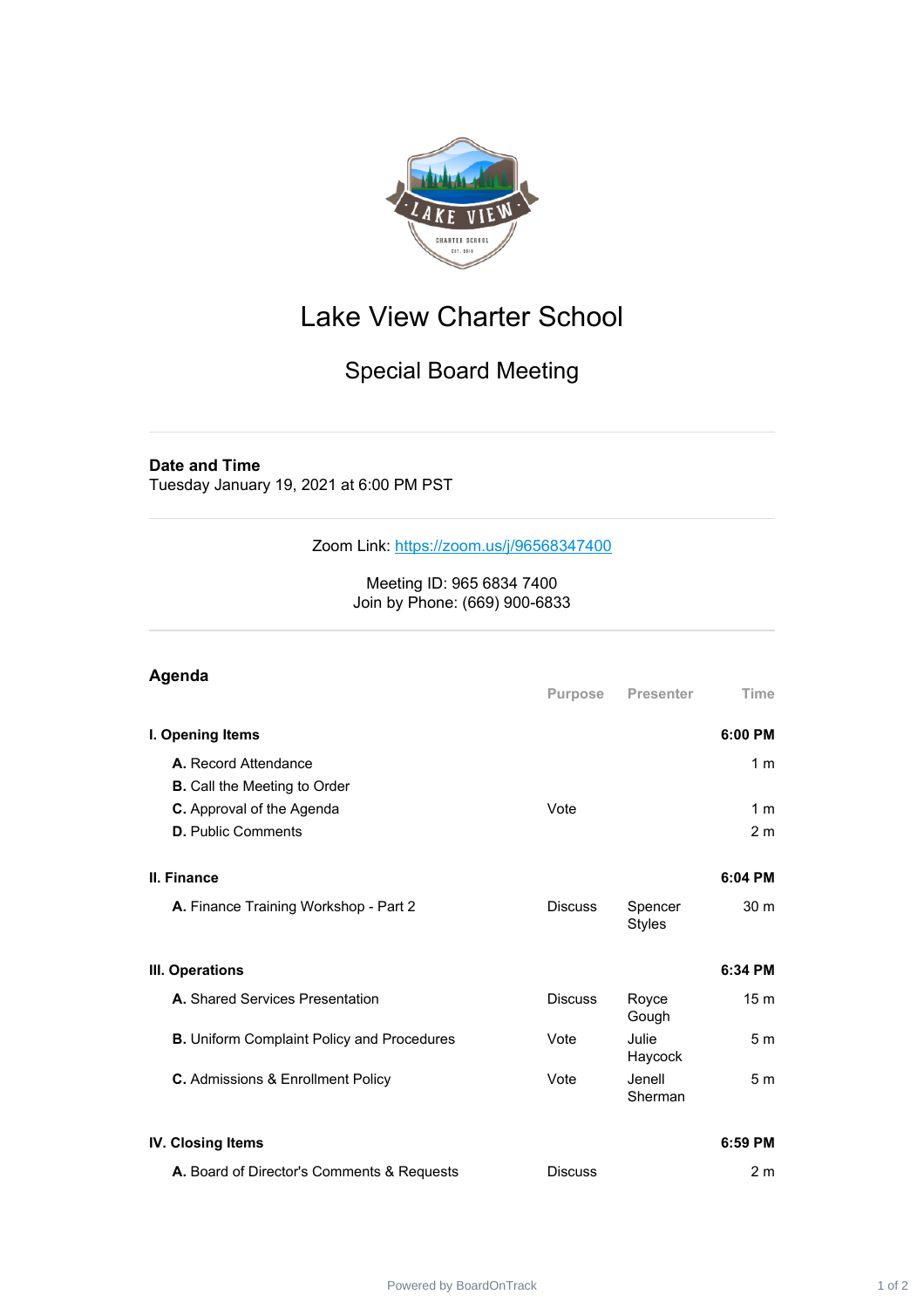# Lake View Charter School

## Special Board Meeting

**Date and Time**
Tuesday January 19, 2021 at 6:00 PM PST

Zoom Link: [https://zoom.us/j/96568347400](https://zoom.us/j/96568347400)

Meeting ID: 965 6834 7400
Join by Phone: (669) 900-6833

## Agenda

| | Purpose | Presenter | Time |
|---|---|---|---|
| **I. Opening Items** | | | **6:00 PM** |
| **A.** Record Attendance | | | 1 m |
| **B.** Call the Meeting to Order | | | |
| **C.** Approval of the Agenda | Vote | | 1 m |
| **D.** Public Comments | | | 2 m |
| **II. Finance** | | | **6:04 PM** |
| **A.** Finance Training Workshop - Part 2 | Discuss | Spencer Styles | 30 m |
| **III. Operations** | | | **6:34 PM** |
| **A.** Shared Services Presentation | Discuss | Royce Gough | 15 m |
| **B.** Uniform Complaint Policy and Procedures | Vote | Julie Haycock | 5 m |
| **C.** Admissions & Enrollment Policy | Vote | Jenell Sherman | 5 m |
| **IV. Closing Items** | | | **6:59 PM** |
| **A.** Board of Director's Comments & Requests | Discuss | | 2 m |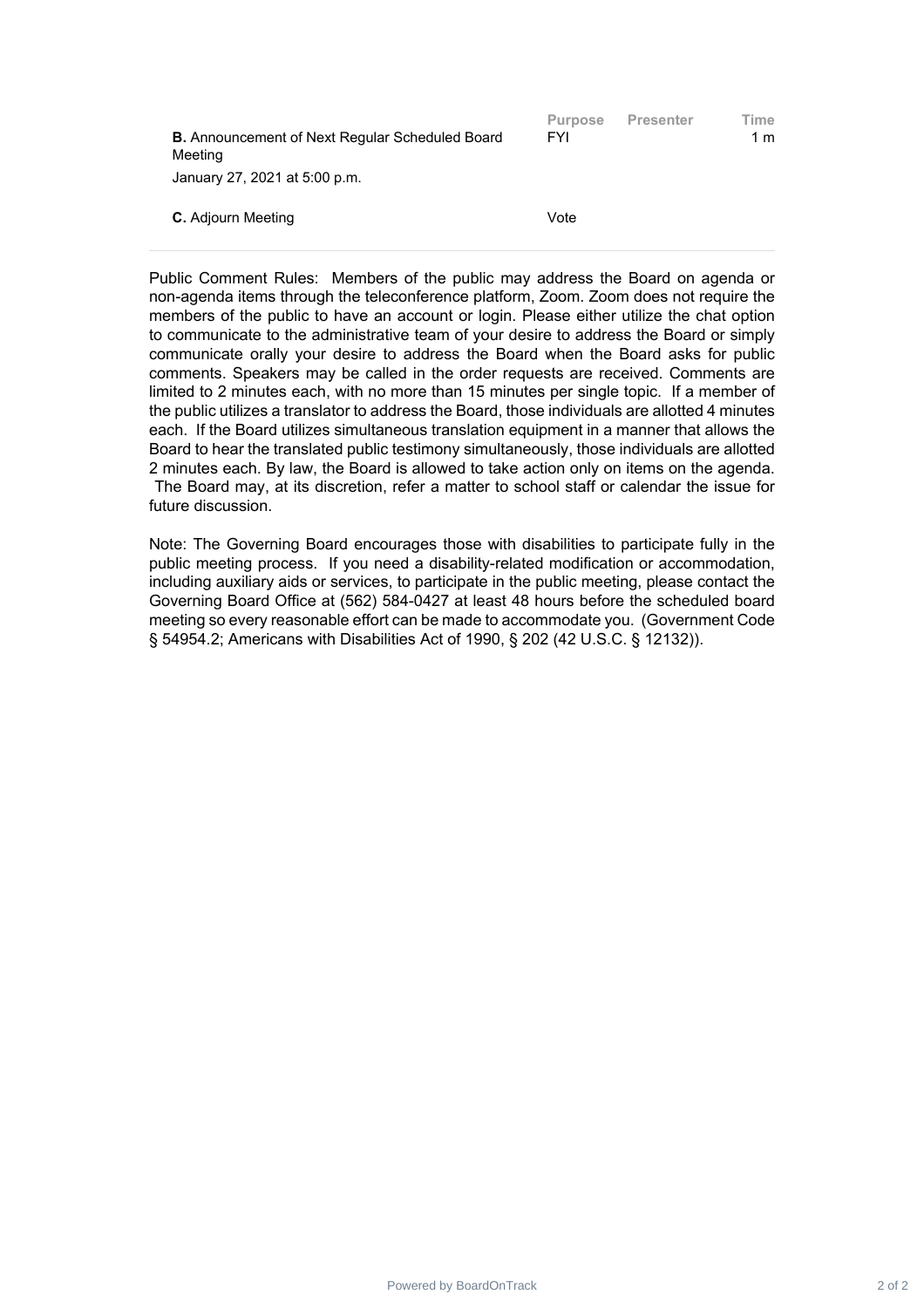| | Purpose | Presenter | Time |
|---|---|---|---|
| **B.** Announcement of Next Regular Scheduled Board Meeting<br>January 27, 2021 at 5:00 p.m. | FYI | | 1 m |
| **C.** Adjourn Meeting | Vote | | |

Public Comment Rules: Members of the public may address the Board on agenda or non-agenda items through the teleconference platform, Zoom. Zoom does not require the members of the public to have an account or login. Please either utilize the chat option to communicate to the administrative team of your desire to address the Board or simply communicate orally your desire to address the Board when the Board asks for public comments. Speakers may be called in the order requests are received. Comments are limited to 2 minutes each, with no more than 15 minutes per single topic. If a member of the public utilizes a translator to address the Board, those individuals are allotted 4 minutes each. If the Board utilizes simultaneous translation equipment in a manner that allows the Board to hear the translated public testimony simultaneously, those individuals are allotted 2 minutes each. By law, the Board is allowed to take action only on items on the agenda. The Board may, at its discretion, refer a matter to school staff or calendar the issue for future discussion.

Note: The Governing Board encourages those with disabilities to participate fully in the public meeting process. If you need a disability-related modification or accommodation, including auxiliary aids or services, to participate in the public meeting, please contact the Governing Board Office at (562) 584-0427 at least 48 hours before the scheduled board meeting so every reasonable effort can be made to accommodate you. (Government Code § 54954.2; Americans with Disabilities Act of 1990, § 202 (42 U.S.C. § 12132)).